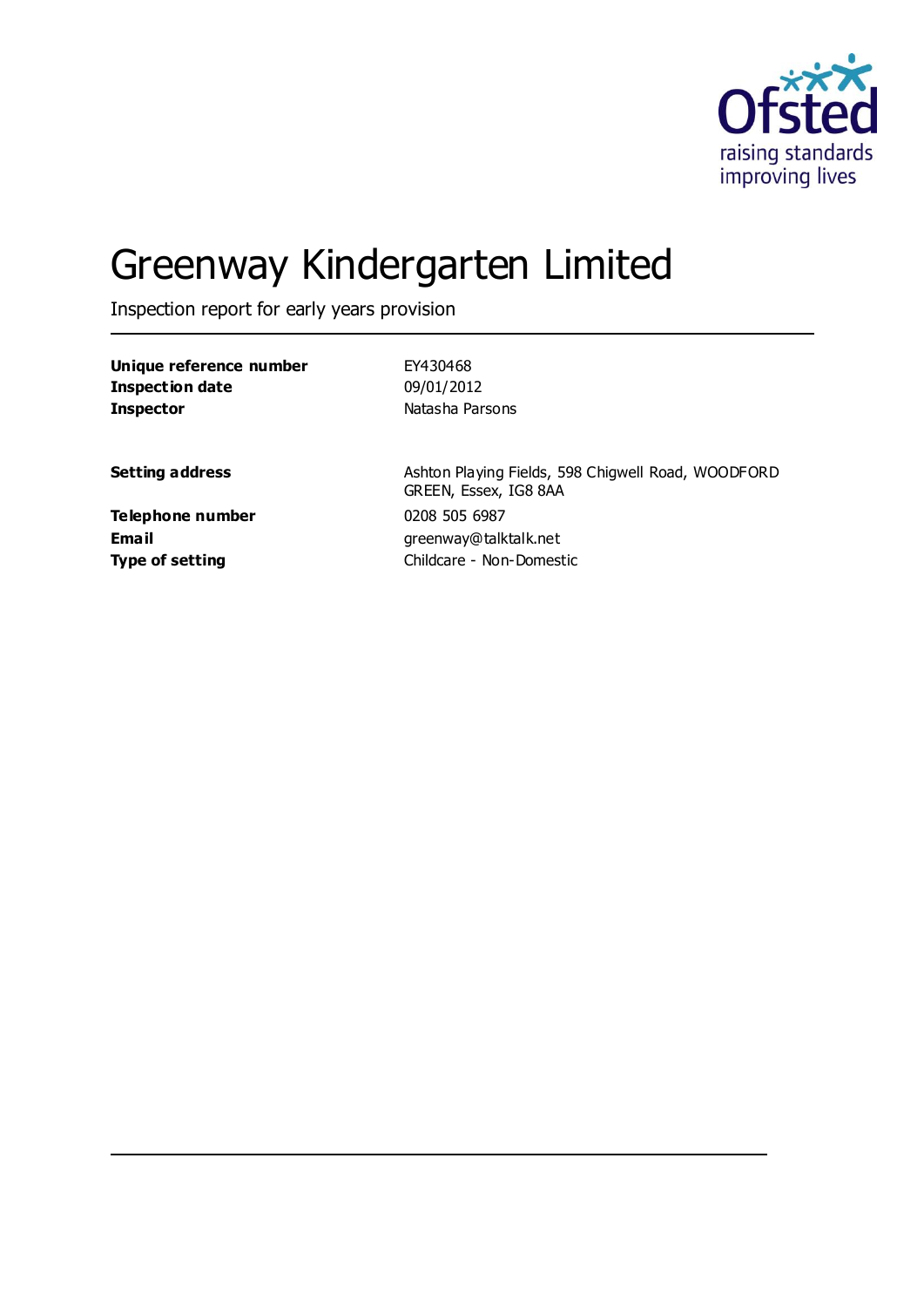# Greenway Kindergarten Limited

Inspection report for early years provision

| | |
|---|---|
| **Unique reference number** | EY430468 |
| **Inspection date** | 09/01/2012 |
| **Inspector** | Natasha Parsons |

| | |
|---|---|
| **Setting address** | Ashton Playing Fields, 598 Chigwell Road, WOODFORD GREEN, Essex, IG8 8AA |
| **Telephone number** | 0208 505 6987 |
| **Email** | greenway@talktalk.net |
| **Type of setting** | Childcare - Non-Domestic |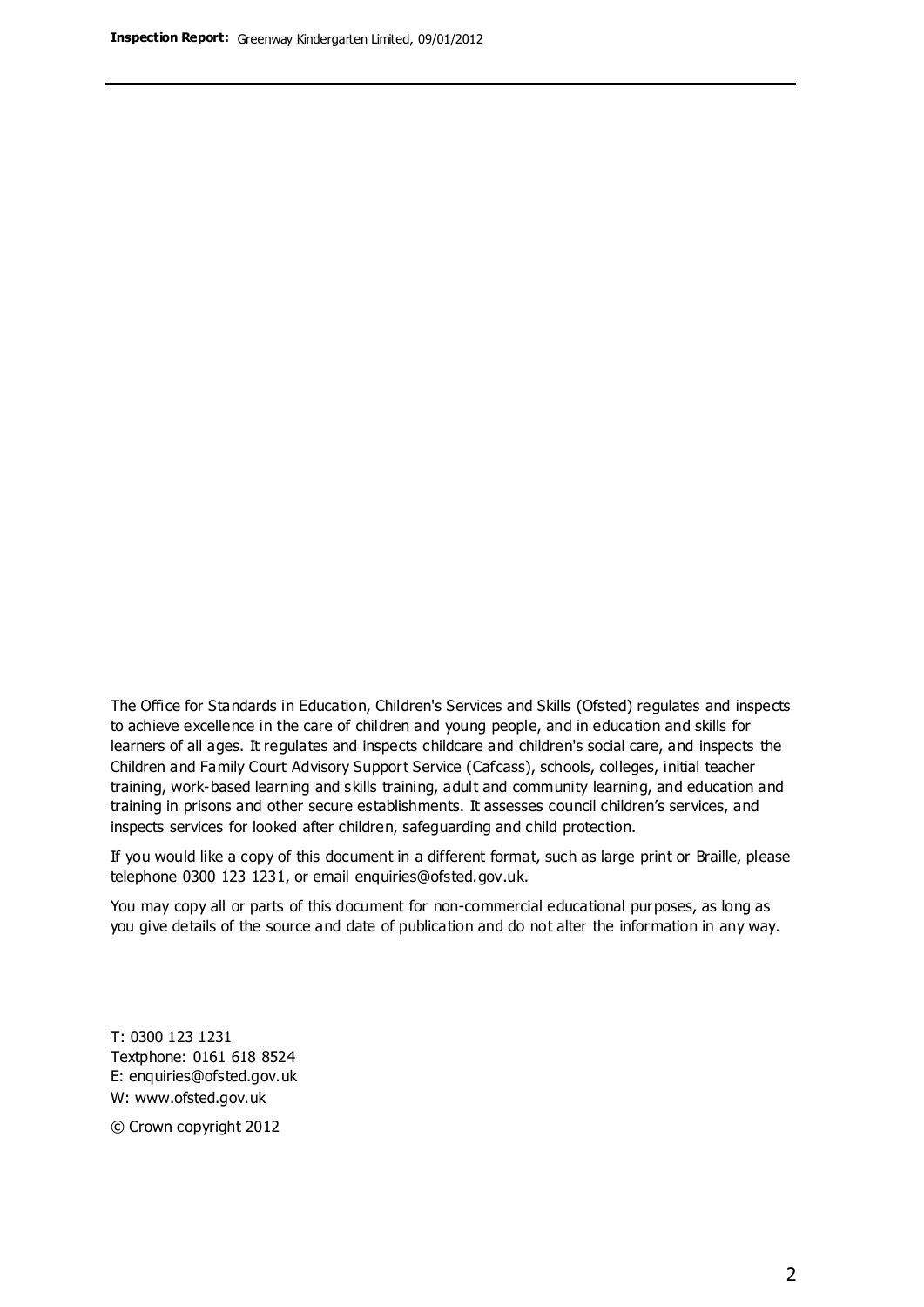The Office for Standards in Education, Children's Services and Skills (Ofsted) regulates and inspects to achieve excellence in the care of children and young people, and in education and skills for learners of all ages. It regulates and inspects childcare and children's social care, and inspects the Children and Family Court Advisory Support Service (Cafcass), schools, colleges, initial teacher training, work-based learning and skills training, adult and community learning, and education and training in prisons and other secure establishments. It assesses council children's services, and inspects services for looked after children, safeguarding and child protection.

If you would like a copy of this document in a different format, such as large print or Braille, please telephone 0300 123 1231, or email enquiries@ofsted.gov.uk.

You may copy all or parts of this document for non-commercial educational purposes, as long as you give details of the source and date of publication and do not alter the information in any way.

T: 0300 123 1231
Textphone: 0161 618 8524
E: enquiries@ofsted.gov.uk
W: www.ofsted.gov.uk

© Crown copyright 2012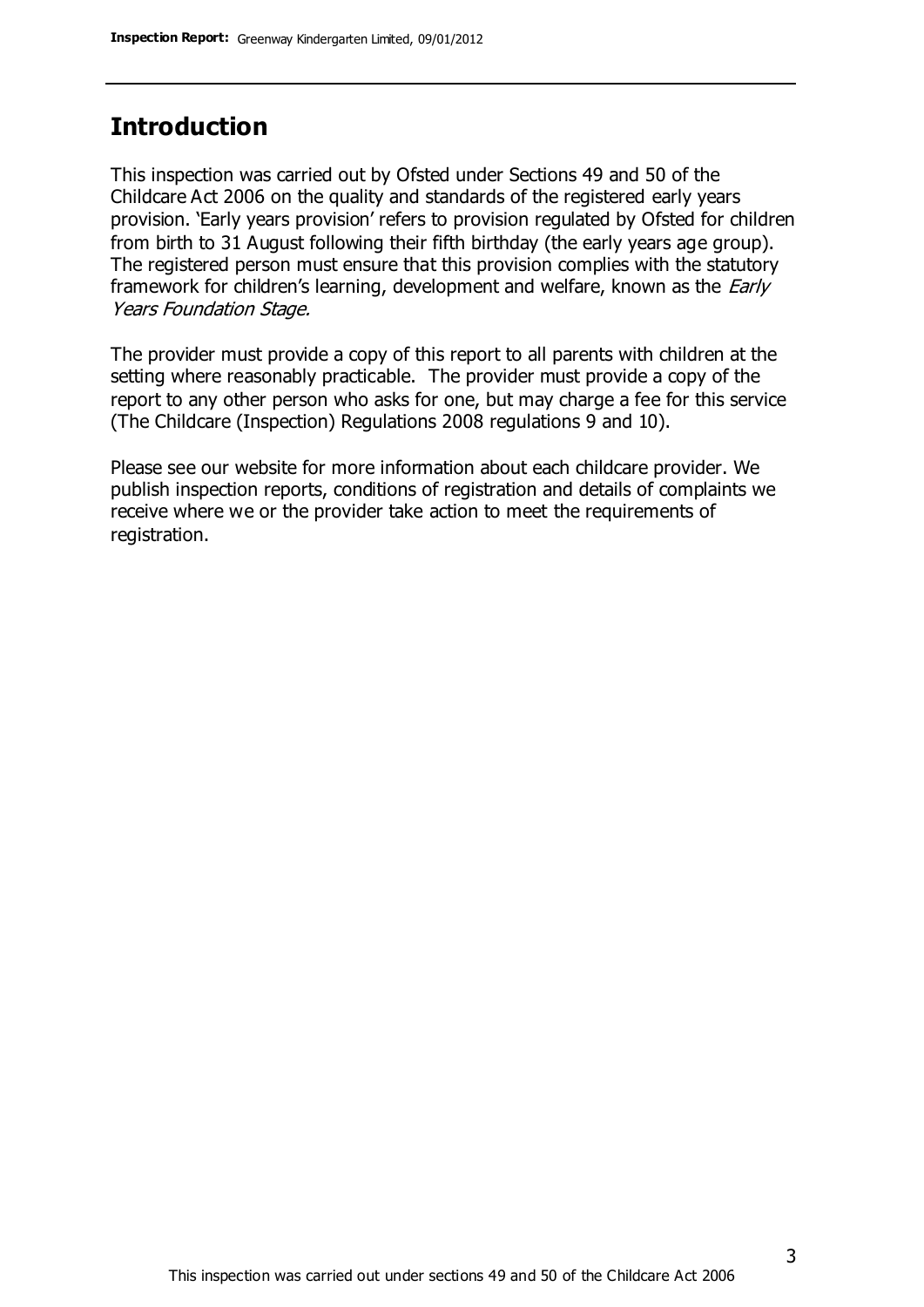## Introduction

This inspection was carried out by Ofsted under Sections 49 and 50 of the Childcare Act 2006 on the quality and standards of the registered early years provision. 'Early years provision' refers to provision regulated by Ofsted for children from birth to 31 August following their fifth birthday (the early years age group). The registered person must ensure that this provision complies with the statutory framework for children's learning, development and welfare, known as the *Early Years Foundation Stage.*

The provider must provide a copy of this report to all parents with children at the setting where reasonably practicable. The provider must provide a copy of the report to any other person who asks for one, but may charge a fee for this service (The Childcare (Inspection) Regulations 2008 regulations 9 and 10).

Please see our website for more information about each childcare provider. We publish inspection reports, conditions of registration and details of complaints we receive where we or the provider take action to meet the requirements of registration.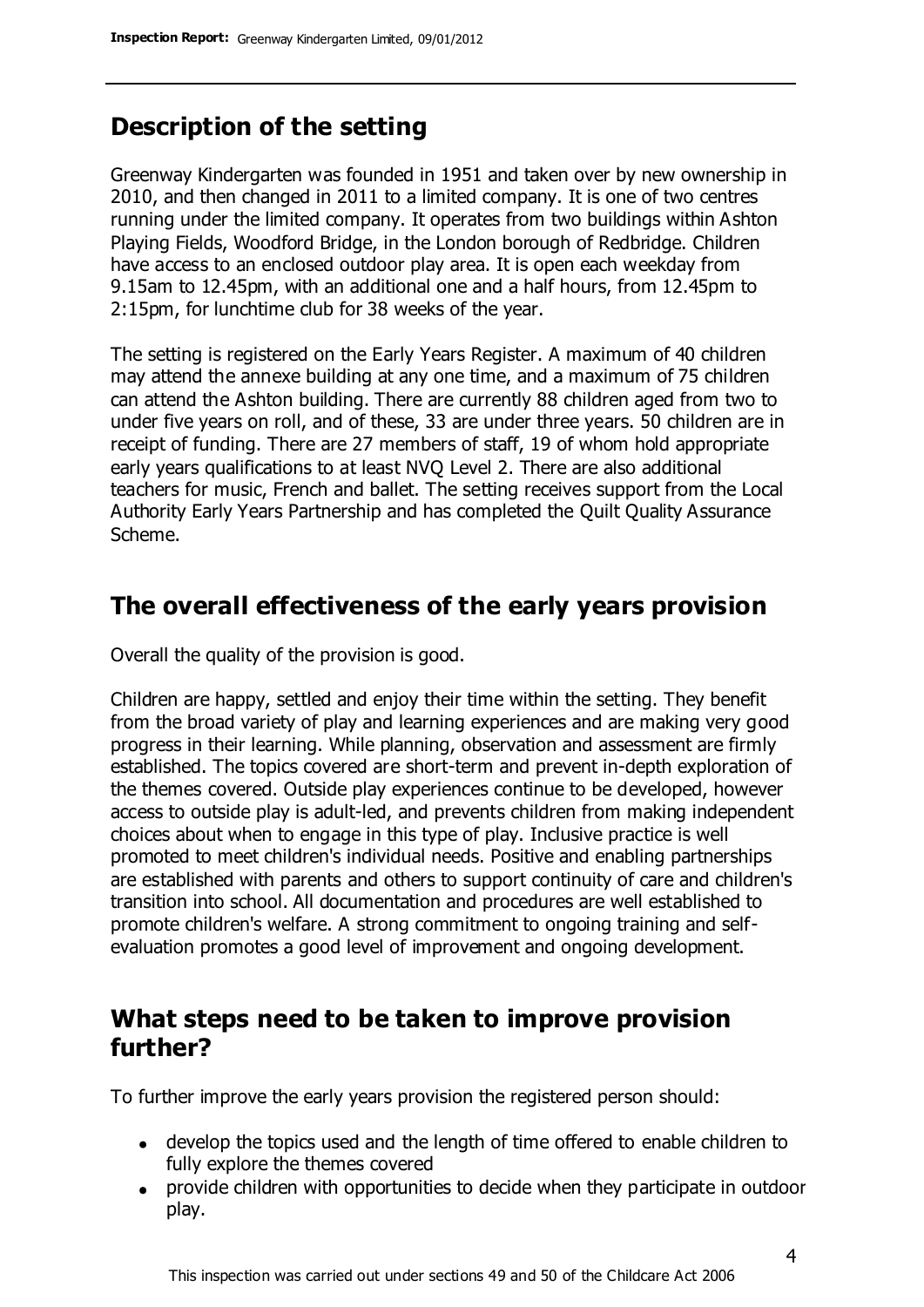## Description of the setting

Greenway Kindergarten was founded in 1951 and taken over by new ownership in 2010, and then changed in 2011 to a limited company. It is one of two centres running under the limited company. It operates from two buildings within Ashton Playing Fields, Woodford Bridge, in the London borough of Redbridge. Children have access to an enclosed outdoor play area. It is open each weekday from 9.15am to 12.45pm, with an additional one and a half hours, from 12.45pm to 2:15pm, for lunchtime club for 38 weeks of the year.

The setting is registered on the Early Years Register. A maximum of 40 children may attend the annexe building at any one time, and a maximum of 75 children can attend the Ashton building. There are currently 88 children aged from two to under five years on roll, and of these, 33 are under three years. 50 children are in receipt of funding. There are 27 members of staff, 19 of whom hold appropriate early years qualifications to at least NVQ Level 2. There are also additional teachers for music, French and ballet. The setting receives support from the Local Authority Early Years Partnership and has completed the Quilt Quality Assurance Scheme.

## The overall effectiveness of the early years provision

Overall the quality of the provision is good.

Children are happy, settled and enjoy their time within the setting. They benefit from the broad variety of play and learning experiences and are making very good progress in their learning. While planning, observation and assessment are firmly established. The topics covered are short-term and prevent in-depth exploration of the themes covered. Outside play experiences continue to be developed, however access to outside play is adult-led, and prevents children from making independent choices about when to engage in this type of play. Inclusive practice is well promoted to meet children's individual needs. Positive and enabling partnerships are established with parents and others to support continuity of care and children's transition into school. All documentation and procedures are well established to promote children's welfare. A strong commitment to ongoing training and self-evaluation promotes a good level of improvement and ongoing development.

## What steps need to be taken to improve provision further?

To further improve the early years provision the registered person should:

- develop the topics used and the length of time offered to enable children to fully explore the themes covered
- provide children with opportunities to decide when they participate in outdoor play.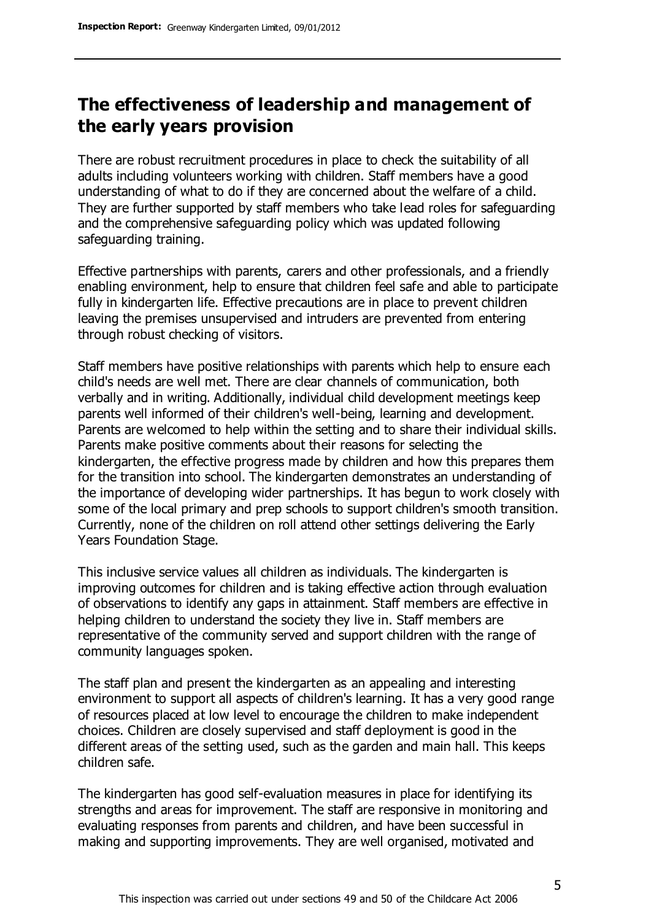## The effectiveness of leadership and management of the early years provision

There are robust recruitment procedures in place to check the suitability of all adults including volunteers working with children. Staff members have a good understanding of what to do if they are concerned about the welfare of a child. They are further supported by staff members who take lead roles for safeguarding and the comprehensive safeguarding policy which was updated following safeguarding training.

Effective partnerships with parents, carers and other professionals, and a friendly enabling environment, help to ensure that children feel safe and able to participate fully in kindergarten life. Effective precautions are in place to prevent children leaving the premises unsupervised and intruders are prevented from entering through robust checking of visitors.

Staff members have positive relationships with parents which help to ensure each child's needs are well met. There are clear channels of communication, both verbally and in writing. Additionally, individual child development meetings keep parents well informed of their children's well-being, learning and development. Parents are welcomed to help within the setting and to share their individual skills. Parents make positive comments about their reasons for selecting the kindergarten, the effective progress made by children and how this prepares them for the transition into school. The kindergarten demonstrates an understanding of the importance of developing wider partnerships. It has begun to work closely with some of the local primary and prep schools to support children's smooth transition. Currently, none of the children on roll attend other settings delivering the Early Years Foundation Stage.

This inclusive service values all children as individuals. The kindergarten is improving outcomes for children and is taking effective action through evaluation of observations to identify any gaps in attainment. Staff members are effective in helping children to understand the society they live in. Staff members are representative of the community served and support children with the range of community languages spoken.

The staff plan and present the kindergarten as an appealing and interesting environment to support all aspects of children's learning. It has a very good range of resources placed at low level to encourage the children to make independent choices. Children are closely supervised and staff deployment is good in the different areas of the setting used, such as the garden and main hall. This keeps children safe.

The kindergarten has good self-evaluation measures in place for identifying its strengths and areas for improvement. The staff are responsive in monitoring and evaluating responses from parents and children, and have been successful in making and supporting improvements. They are well organised, motivated and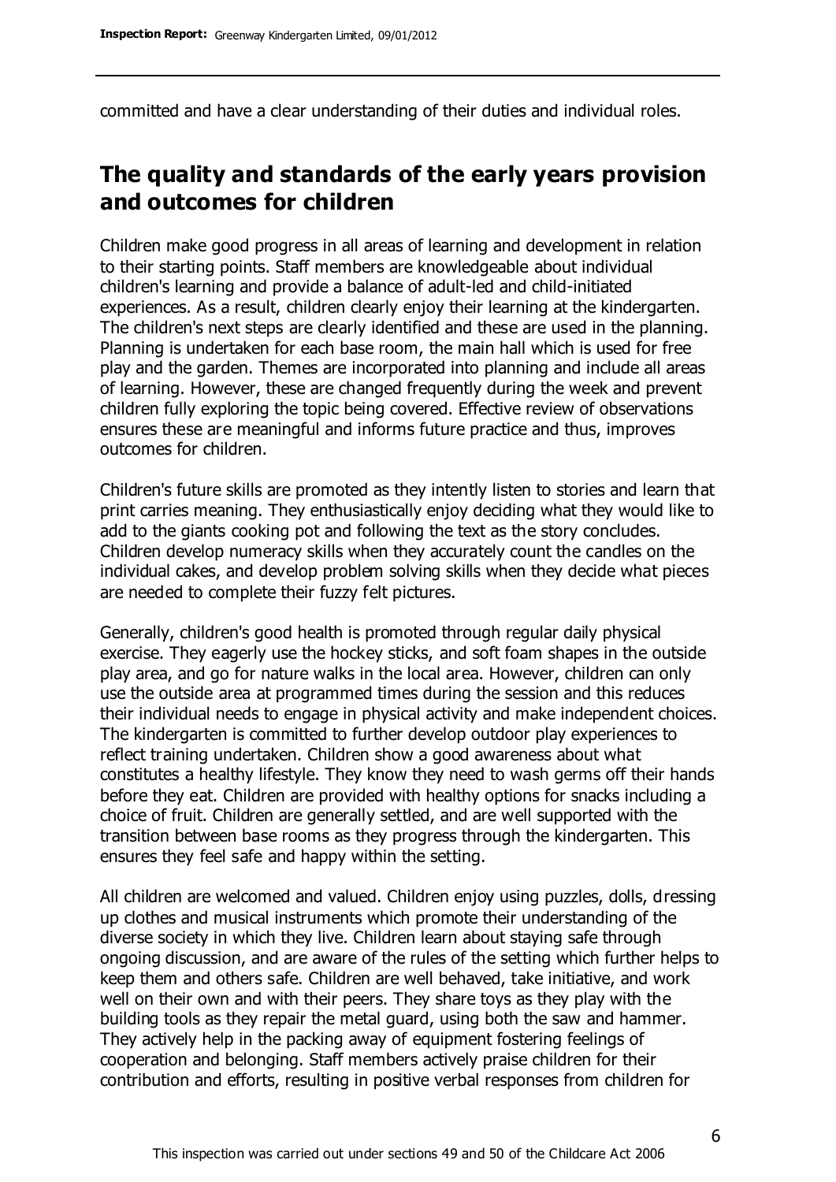committed and have a clear understanding of their duties and individual roles.

## The quality and standards of the early years provision and outcomes for children

Children make good progress in all areas of learning and development in relation to their starting points. Staff members are knowledgeable about individual children's learning and provide a balance of adult-led and child-initiated experiences. As a result, children clearly enjoy their learning at the kindergarten. The children's next steps are clearly identified and these are used in the planning. Planning is undertaken for each base room, the main hall which is used for free play and the garden. Themes are incorporated into planning and include all areas of learning. However, these are changed frequently during the week and prevent children fully exploring the topic being covered. Effective review of observations ensures these are meaningful and informs future practice and thus, improves outcomes for children.

Children's future skills are promoted as they intently listen to stories and learn that print carries meaning. They enthusiastically enjoy deciding what they would like to add to the giants cooking pot and following the text as the story concludes. Children develop numeracy skills when they accurately count the candles on the individual cakes, and develop problem solving skills when they decide what pieces are needed to complete their fuzzy felt pictures.

Generally, children's good health is promoted through regular daily physical exercise. They eagerly use the hockey sticks, and soft foam shapes in the outside play area, and go for nature walks in the local area. However, children can only use the outside area at programmed times during the session and this reduces their individual needs to engage in physical activity and make independent choices. The kindergarten is committed to further develop outdoor play experiences to reflect training undertaken. Children show a good awareness about what constitutes a healthy lifestyle. They know they need to wash germs off their hands before they eat. Children are provided with healthy options for snacks including a choice of fruit. Children are generally settled, and are well supported with the transition between base rooms as they progress through the kindergarten. This ensures they feel safe and happy within the setting.

All children are welcomed and valued. Children enjoy using puzzles, dolls, dressing up clothes and musical instruments which promote their understanding of the diverse society in which they live. Children learn about staying safe through ongoing discussion, and are aware of the rules of the setting which further helps to keep them and others safe. Children are well behaved, take initiative, and work well on their own and with their peers. They share toys as they play with the building tools as they repair the metal guard, using both the saw and hammer. They actively help in the packing away of equipment fostering feelings of cooperation and belonging. Staff members actively praise children for their contribution and efforts, resulting in positive verbal responses from children for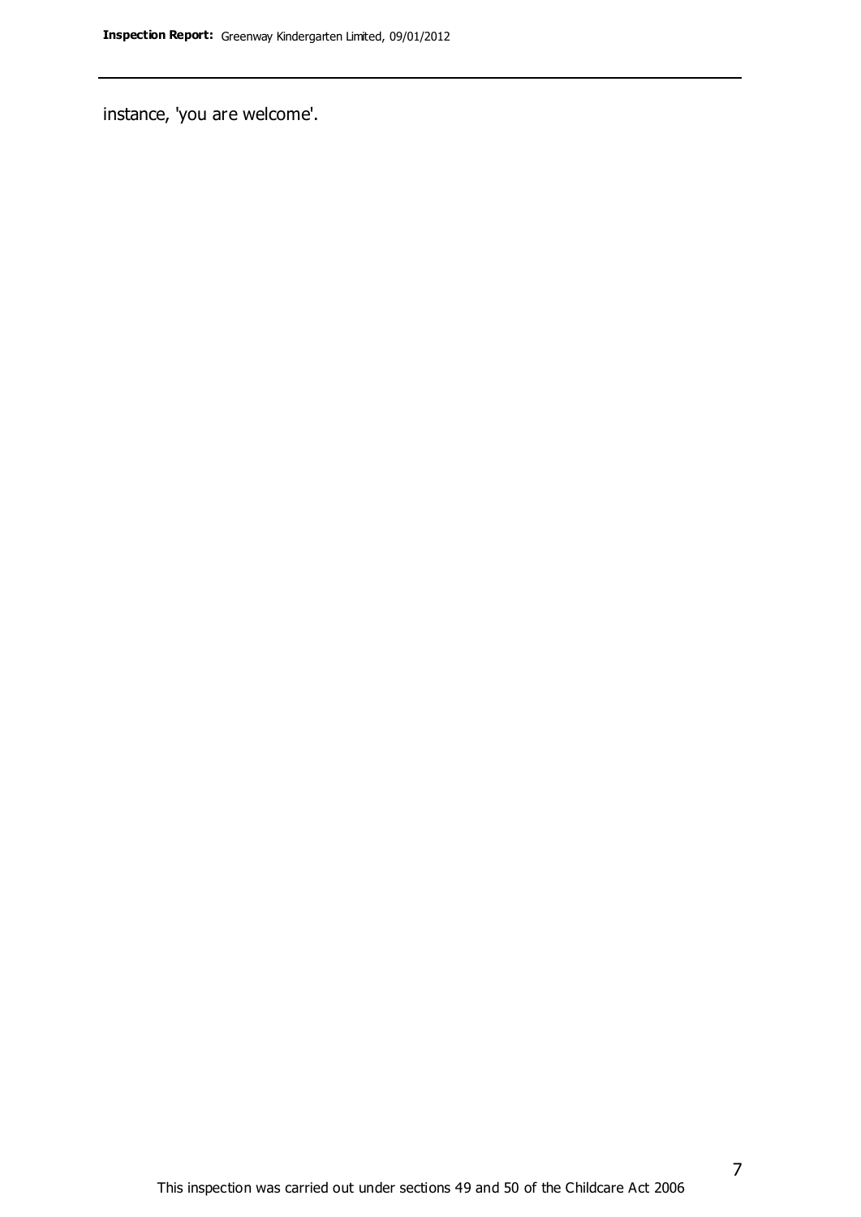instance, 'you are welcome'.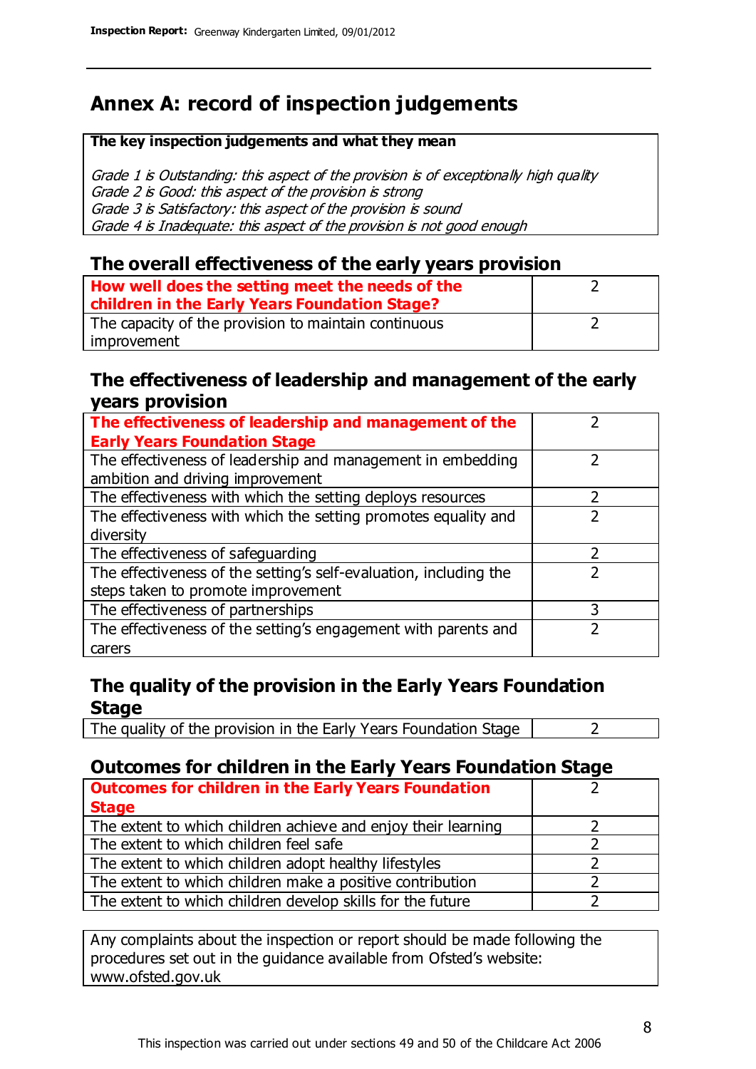# Annex A: record of inspection judgements

| The key inspection judgements and what they mean |
|---|
| *Grade 1 is Outstanding: this aspect of the provision is of exceptionally high quality* <br> *Grade 2 is Good: this aspect of the provision is strong* <br> *Grade 3 is Satisfactory: this aspect of the provision is sound* <br> *Grade 4 is Inadequate: this aspect of the provision is not good enough* |

## The overall effectiveness of the early years provision

| | |
|---|---|
| **How well does the setting meet the needs of the children in the Early Years Foundation Stage?** | 2 |
| The capacity of the provision to maintain continuous improvement | 2 |

## The effectiveness of leadership and management of the early years provision

| | |
|---|---|
| **The effectiveness of leadership and management of the Early Years Foundation Stage** | 2 |
| The effectiveness of leadership and management in embedding ambition and driving improvement | 2 |
| The effectiveness with which the setting deploys resources | 2 |
| The effectiveness with which the setting promotes equality and diversity | 2 |
| The effectiveness of safeguarding | 2 |
| The effectiveness of the setting's self-evaluation, including the steps taken to promote improvement | 2 |
| The effectiveness of partnerships | 3 |
| The effectiveness of the setting's engagement with parents and carers | 2 |

## The quality of the provision in the Early Years Foundation Stage

| | |
|---|---|
| The quality of the provision in the Early Years Foundation Stage | 2 |

## Outcomes for children in the Early Years Foundation Stage

| | |
|---|---|
| **Outcomes for children in the Early Years Foundation Stage** | 2 |
| The extent to which children achieve and enjoy their learning | 2 |
| The extent to which children feel safe | 2 |
| The extent to which children adopt healthy lifestyles | 2 |
| The extent to which children make a positive contribution | 2 |
| The extent to which children develop skills for the future | 2 |

Any complaints about the inspection or report should be made following the procedures set out in the guidance available from Ofsted's website: www.ofsted.gov.uk

This inspection was carried out under sections 49 and 50 of the Childcare Act 2006